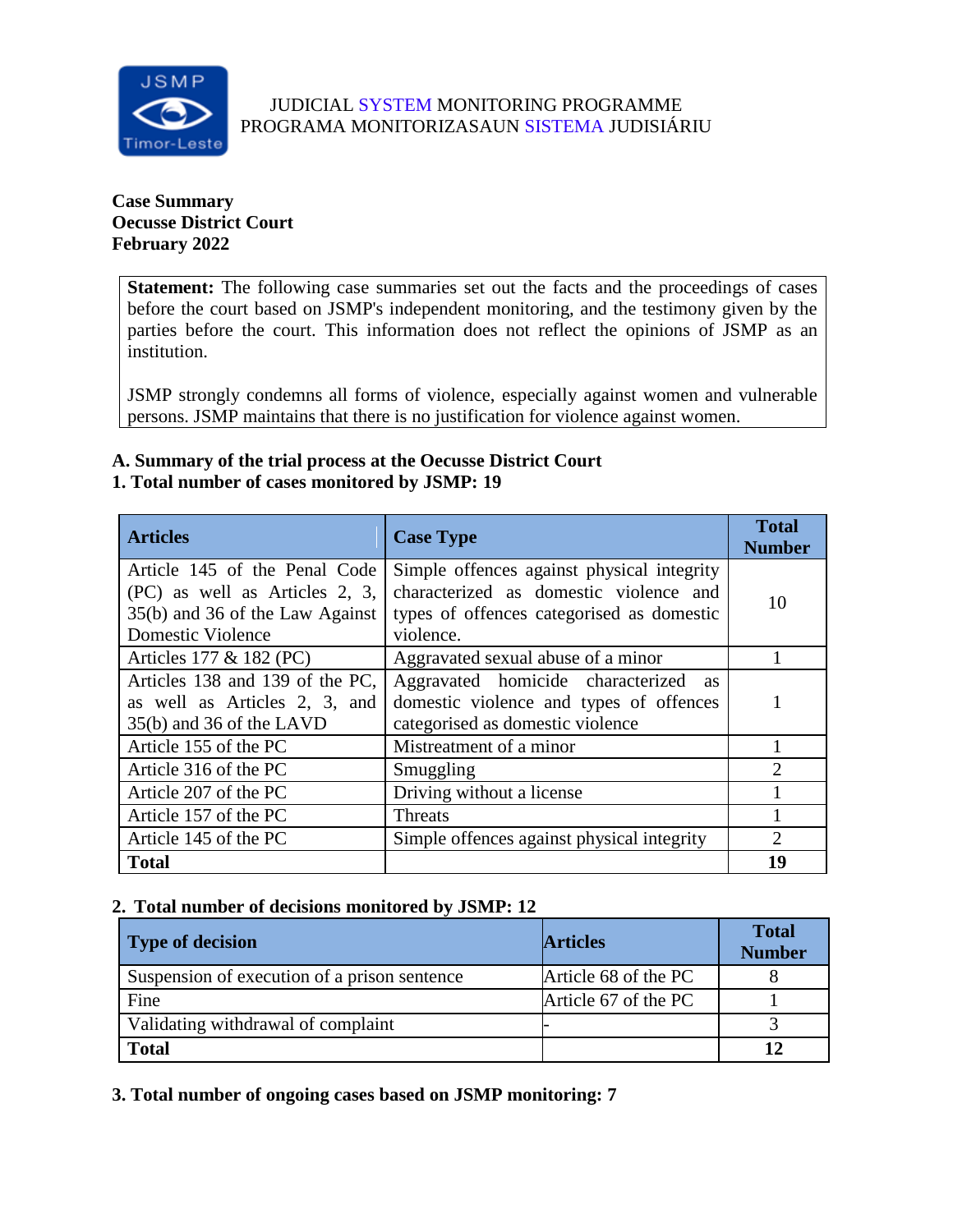JUDICIAL SYSTEM MONITORING PROGRAMME
PROGRAMA MONITORIZASAUN SISTEMA JUDISIÁRIU

**Case Summary**
**Oecusse District Court**
**February 2022**

**Statement:** The following case summaries set out the facts and the proceedings of cases before the court based on JSMP's independent monitoring, and the testimony given by the parties before the court. This information does not reflect the opinions of JSMP as an institution.

JSMP strongly condemns all forms of violence, especially against women and vulnerable persons. JSMP maintains that there is no justification for violence against women.

## A. Summary of the trial process at the Oecusse District Court

### 1. Total number of cases monitored by JSMP: 19

| Articles | Case Type | Total Number |
|---|---|---|
| Article 145 of the Penal Code (PC) as well as Articles 2, 3, 35(b) and 36 of the Law Against Domestic Violence | Simple offences against physical integrity characterized as domestic violence and types of offences categorised as domestic violence. | 10 |
| Articles 177 & 182 (PC) | Aggravated sexual abuse of a minor | 1 |
| Articles 138 and 139 of the PC, as well as Articles 2, 3, and 35(b) and 36 of the LAVD | Aggravated homicide characterized as domestic violence and types of offences categorised as domestic violence | 1 |
| Article 155 of the PC | Mistreatment of a minor | 1 |
| Article 316 of the PC | Smuggling | 2 |
| Article 207 of the PC | Driving without a license | 1 |
| Article 157 of the PC | Threats | 1 |
| Article 145 of the PC | Simple offences against physical integrity | 2 |
| **Total** | | **19** |

### 2. Total number of decisions monitored by JSMP: 12

| Type of decision | Articles | Total Number |
|---|---|---|
| Suspension of execution of a prison sentence | Article 68 of the PC | 8 |
| Fine | Article 67 of the PC | 1 |
| Validating withdrawal of complaint | - | 3 |
| **Total** | | **12** |

### 3. Total number of ongoing cases based on JSMP monitoring: 7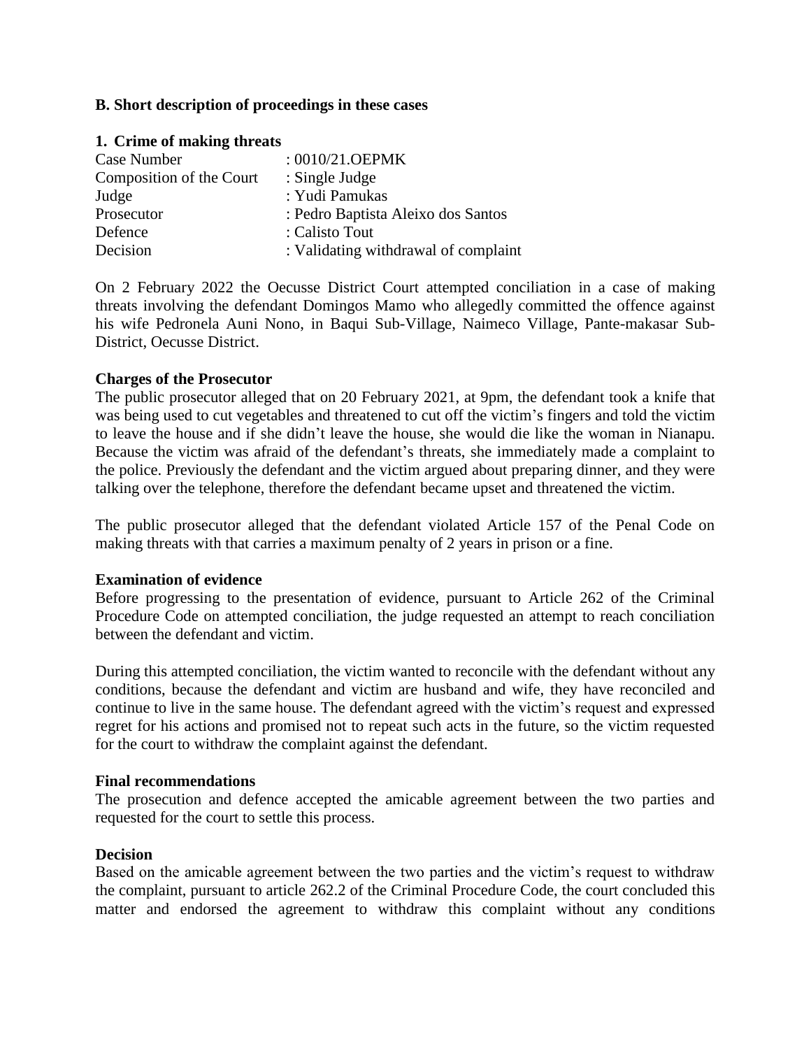**B. Short description of proceedings in these cases**

**1. Crime of making threats**

| | |
|---|---|
| Case Number | : 0010/21.OEPMK |
| Composition of the Court | : Single Judge |
| Judge | : Yudi Pamukas |
| Prosecutor | : Pedro Baptista Aleixo dos Santos |
| Defence | : Calisto Tout |
| Decision | : Validating withdrawal of complaint |

On 2 February 2022 the Oecusse District Court attempted conciliation in a case of making threats involving the defendant Domingos Mamo who allegedly committed the offence against his wife Pedronela Auni Nono, in Baqui Sub-Village, Naimeco Village, Pante-makasar Sub-District, Oecusse District.

**Charges of the Prosecutor**

The public prosecutor alleged that on 20 February 2021, at 9pm, the defendant took a knife that was being used to cut vegetables and threatened to cut off the victim's fingers and told the victim to leave the house and if she didn't leave the house, she would die like the woman in Nianapu. Because the victim was afraid of the defendant's threats, she immediately made a complaint to the police. Previously the defendant and the victim argued about preparing dinner, and they were talking over the telephone, therefore the defendant became upset and threatened the victim.

The public prosecutor alleged that the defendant violated Article 157 of the Penal Code on making threats with that carries a maximum penalty of 2 years in prison or a fine.

**Examination of evidence**

Before progressing to the presentation of evidence, pursuant to Article 262 of the Criminal Procedure Code on attempted conciliation, the judge requested an attempt to reach conciliation between the defendant and victim.

During this attempted conciliation, the victim wanted to reconcile with the defendant without any conditions, because the defendant and victim are husband and wife, they have reconciled and continue to live in the same house. The defendant agreed with the victim's request and expressed regret for his actions and promised not to repeat such acts in the future, so the victim requested for the court to withdraw the complaint against the defendant.

**Final recommendations**

The prosecution and defence accepted the amicable agreement between the two parties and requested for the court to settle this process.

**Decision**

Based on the amicable agreement between the two parties and the victim's request to withdraw the complaint, pursuant to article 262.2 of the Criminal Procedure Code, the court concluded this matter and endorsed the agreement to withdraw this complaint without any conditions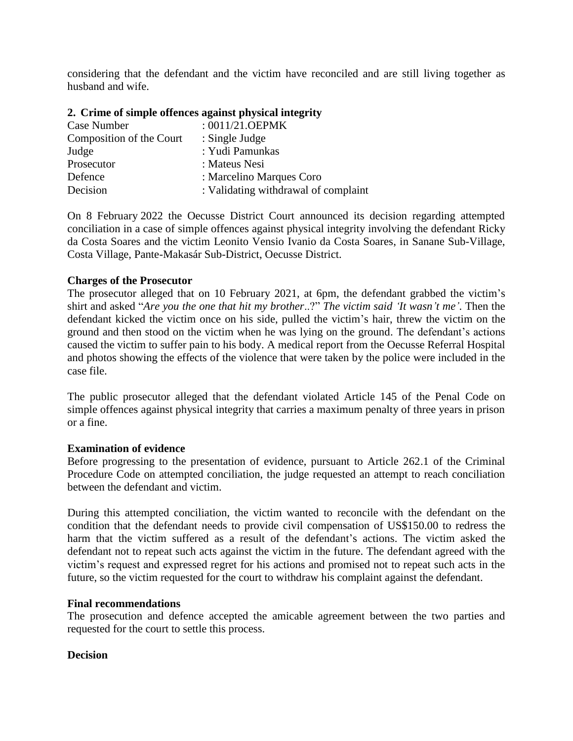considering that the defendant and the victim have reconciled and are still living together as husband and wife.

## 2. Crime of simple offences against physical integrity

| | |
|---|---|
| Case Number | : 0011/21.OEPMK |
| Composition of the Court | : Single Judge |
| Judge | : Yudi Pamunkas |
| Prosecutor | : Mateus Nesi |
| Defence | : Marcelino Marques Coro |
| Decision | : Validating withdrawal of complaint |

On 8 February 2022 the Oecusse District Court announced its decision regarding attempted conciliation in a case of simple offences against physical integrity involving the defendant Ricky da Costa Soares and the victim Leonito Vensio Ivanio da Costa Soares, in Sanane Sub-Village, Costa Village, Pante-Makasár Sub-District, Oecusse District.

### Charges of the Prosecutor

The prosecutor alleged that on 10 February 2021, at 6pm, the defendant grabbed the victim's shirt and asked "*Are you the one that hit my brother..?*" *The victim said 'It wasn't me'*. Then the defendant kicked the victim once on his side, pulled the victim's hair, threw the victim on the ground and then stood on the victim when he was lying on the ground. The defendant's actions caused the victim to suffer pain to his body. A medical report from the Oecusse Referral Hospital and photos showing the effects of the violence that were taken by the police were included in the case file.

The public prosecutor alleged that the defendant violated Article 145 of the Penal Code on simple offences against physical integrity that carries a maximum penalty of three years in prison or a fine.

### Examination of evidence

Before progressing to the presentation of evidence, pursuant to Article 262.1 of the Criminal Procedure Code on attempted conciliation, the judge requested an attempt to reach conciliation between the defendant and victim.

During this attempted conciliation, the victim wanted to reconcile with the defendant on the condition that the defendant needs to provide civil compensation of US$150.00 to redress the harm that the victim suffered as a result of the defendant's actions. The victim asked the defendant not to repeat such acts against the victim in the future. The defendant agreed with the victim's request and expressed regret for his actions and promised not to repeat such acts in the future, so the victim requested for the court to withdraw his complaint against the defendant.

### Final recommendations

The prosecution and defence accepted the amicable agreement between the two parties and requested for the court to settle this process.

### Decision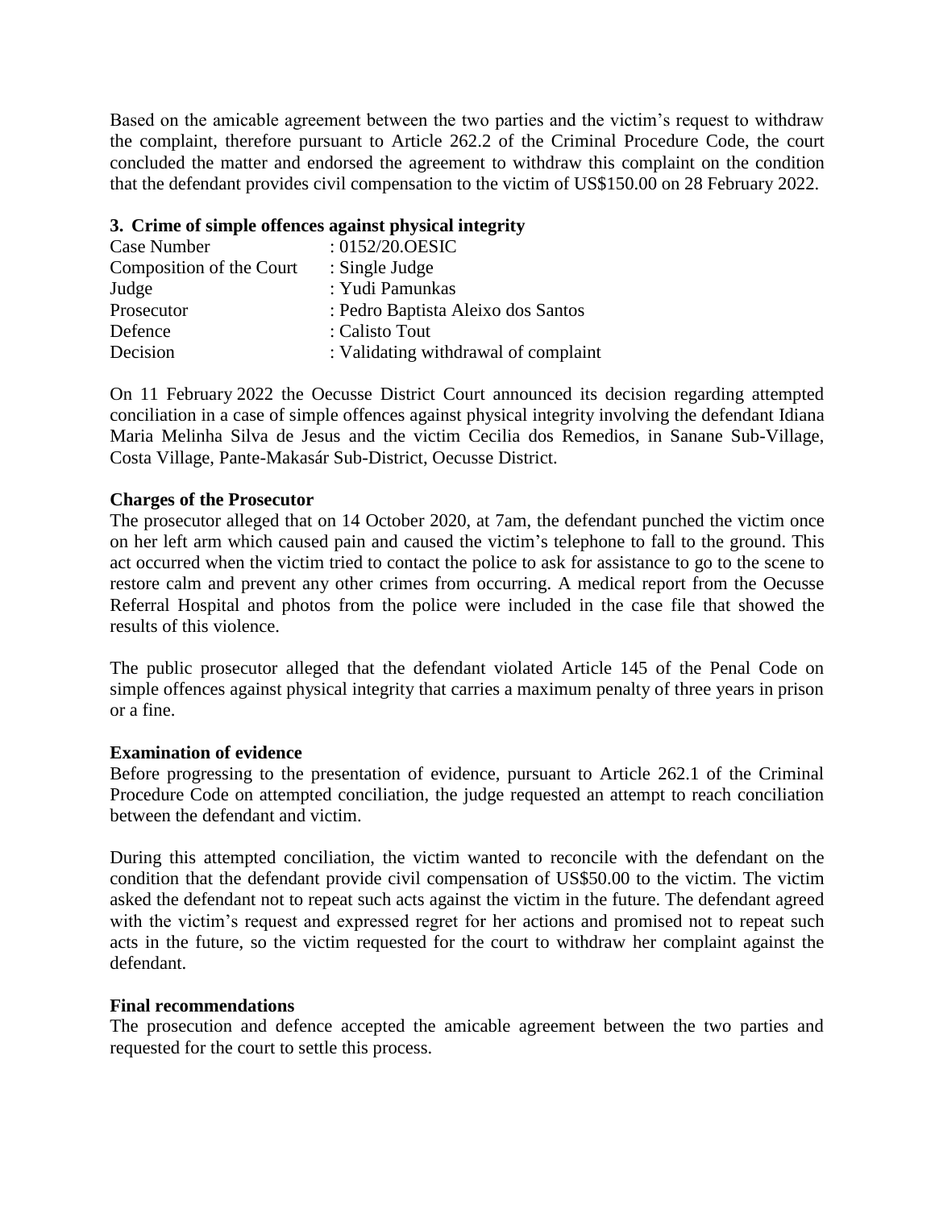Based on the amicable agreement between the two parties and the victim's request to withdraw the complaint, therefore pursuant to Article 262.2 of the Criminal Procedure Code, the court concluded the matter and endorsed the agreement to withdraw this complaint on the condition that the defendant provides civil compensation to the victim of US$150.00 on 28 February 2022.

### 3. Crime of simple offences against physical integrity

| | |
|---|---|
| Case Number | : 0152/20.OESIC |
| Composition of the Court | : Single Judge |
| Judge | : Yudi Pamunkas |
| Prosecutor | : Pedro Baptista Aleixo dos Santos |
| Defence | : Calisto Tout |
| Decision | : Validating withdrawal of complaint |

On 11 February 2022 the Oecusse District Court announced its decision regarding attempted conciliation in a case of simple offences against physical integrity involving the defendant Idiana Maria Melinha Silva de Jesus and the victim Cecilia dos Remedios, in Sanane Sub-Village, Costa Village, Pante-Makasár Sub-District, Oecusse District.

**Charges of the Prosecutor**

The prosecutor alleged that on 14 October 2020, at 7am, the defendant punched the victim once on her left arm which caused pain and caused the victim's telephone to fall to the ground. This act occurred when the victim tried to contact the police to ask for assistance to go to the scene to restore calm and prevent any other crimes from occurring. A medical report from the Oecusse Referral Hospital and photos from the police were included in the case file that showed the results of this violence.

The public prosecutor alleged that the defendant violated Article 145 of the Penal Code on simple offences against physical integrity that carries a maximum penalty of three years in prison or a fine.

**Examination of evidence**

Before progressing to the presentation of evidence, pursuant to Article 262.1 of the Criminal Procedure Code on attempted conciliation, the judge requested an attempt to reach conciliation between the defendant and victim.

During this attempted conciliation, the victim wanted to reconcile with the defendant on the condition that the defendant provide civil compensation of US$50.00 to the victim. The victim asked the defendant not to repeat such acts against the victim in the future. The defendant agreed with the victim's request and expressed regret for her actions and promised not to repeat such acts in the future, so the victim requested for the court to withdraw her complaint against the defendant.

**Final recommendations**

The prosecution and defence accepted the amicable agreement between the two parties and requested for the court to settle this process.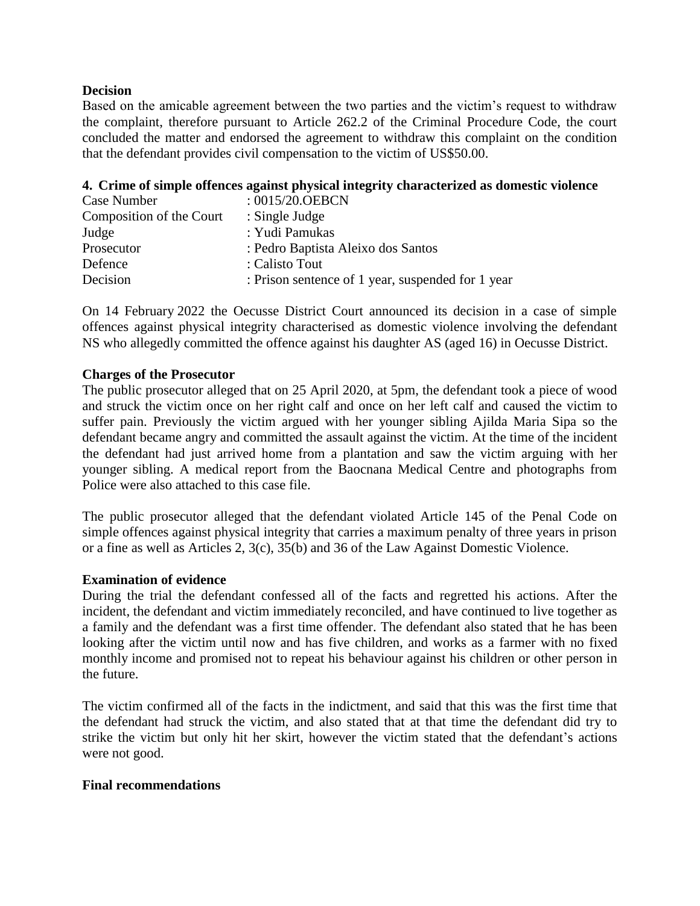**Decision**

Based on the amicable agreement between the two parties and the victim's request to withdraw the complaint, therefore pursuant to Article 262.2 of the Criminal Procedure Code, the court concluded the matter and endorsed the agreement to withdraw this complaint on the condition that the defendant provides civil compensation to the victim of US$50.00.

### 4. Crime of simple offences against physical integrity characterized as domestic violence

| | |
|---|---|
| Case Number | : 0015/20.OEBCN |
| Composition of the Court | : Single Judge |
| Judge | : Yudi Pamukas |
| Prosecutor | : Pedro Baptista Aleixo dos Santos |
| Defence | : Calisto Tout |
| Decision | : Prison sentence of 1 year, suspended for 1 year |

On 14 February 2022 the Oecusse District Court announced its decision in a case of simple offences against physical integrity characterised as domestic violence involving the defendant NS who allegedly committed the offence against his daughter AS (aged 16) in Oecusse District.

**Charges of the Prosecutor**

The public prosecutor alleged that on 25 April 2020, at 5pm, the defendant took a piece of wood and struck the victim once on her right calf and once on her left calf and caused the victim to suffer pain. Previously the victim argued with her younger sibling Ajilda Maria Sipa so the defendant became angry and committed the assault against the victim. At the time of the incident the defendant had just arrived home from a plantation and saw the victim arguing with her younger sibling. A medical report from the Baocnana Medical Centre and photographs from Police were also attached to this case file.

The public prosecutor alleged that the defendant violated Article 145 of the Penal Code on simple offences against physical integrity that carries a maximum penalty of three years in prison or a fine as well as Articles 2, 3(c), 35(b) and 36 of the Law Against Domestic Violence.

**Examination of evidence**

During the trial the defendant confessed all of the facts and regretted his actions. After the incident, the defendant and victim immediately reconciled, and have continued to live together as a family and the defendant was a first time offender. The defendant also stated that he has been looking after the victim until now and has five children, and works as a farmer with no fixed monthly income and promised not to repeat his behaviour against his children or other person in the future.

The victim confirmed all of the facts in the indictment, and said that this was the first time that the defendant had struck the victim, and also stated that at that time the defendant did try to strike the victim but only hit her skirt, however the victim stated that the defendant's actions were not good.

**Final recommendations**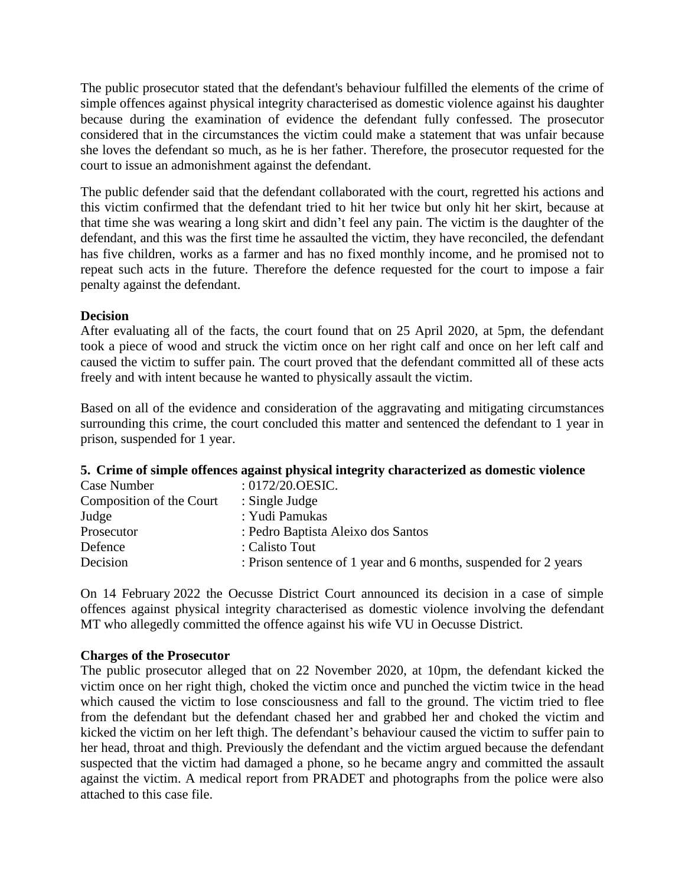The public prosecutor stated that the defendant's behaviour fulfilled the elements of the crime of simple offences against physical integrity characterised as domestic violence against his daughter because during the examination of evidence the defendant fully confessed. The prosecutor considered that in the circumstances the victim could make a statement that was unfair because she loves the defendant so much, as he is her father. Therefore, the prosecutor requested for the court to issue an admonishment against the defendant.

The public defender said that the defendant collaborated with the court, regretted his actions and this victim confirmed that the defendant tried to hit her twice but only hit her skirt, because at that time she was wearing a long skirt and didn't feel any pain. The victim is the daughter of the defendant, and this was the first time he assaulted the victim, they have reconciled, the defendant has five children, works as a farmer and has no fixed monthly income, and he promised not to repeat such acts in the future. Therefore the defence requested for the court to impose a fair penalty against the defendant.

**Decision**

After evaluating all of the facts, the court found that on 25 April 2020, at 5pm, the defendant took a piece of wood and struck the victim once on her right calf and once on her left calf and caused the victim to suffer pain. The court proved that the defendant committed all of these acts freely and with intent because he wanted to physically assault the victim.

Based on all of the evidence and consideration of the aggravating and mitigating circumstances surrounding this crime, the court concluded this matter and sentenced the defendant to 1 year in prison, suspended for 1 year.

**5. Crime of simple offences against physical integrity characterized as domestic violence**

| | |
|---|---|
| Case Number | : 0172/20.OESIC. |
| Composition of the Court | : Single Judge |
| Judge | : Yudi Pamukas |
| Prosecutor | : Pedro Baptista Aleixo dos Santos |
| Defence | : Calisto Tout |
| Decision | : Prison sentence of 1 year and 6 months, suspended for 2 years |

On 14 February 2022 the Oecusse District Court announced its decision in a case of simple offences against physical integrity characterised as domestic violence involving the defendant MT who allegedly committed the offence against his wife VU in Oecusse District.

**Charges of the Prosecutor**

The public prosecutor alleged that on 22 November 2020, at 10pm, the defendant kicked the victim once on her right thigh, choked the victim once and punched the victim twice in the head which caused the victim to lose consciousness and fall to the ground. The victim tried to flee from the defendant but the defendant chased her and grabbed her and choked the victim and kicked the victim on her left thigh. The defendant's behaviour caused the victim to suffer pain to her head, throat and thigh. Previously the defendant and the victim argued because the defendant suspected that the victim had damaged a phone, so he became angry and committed the assault against the victim. A medical report from PRADET and photographs from the police were also attached to this case file.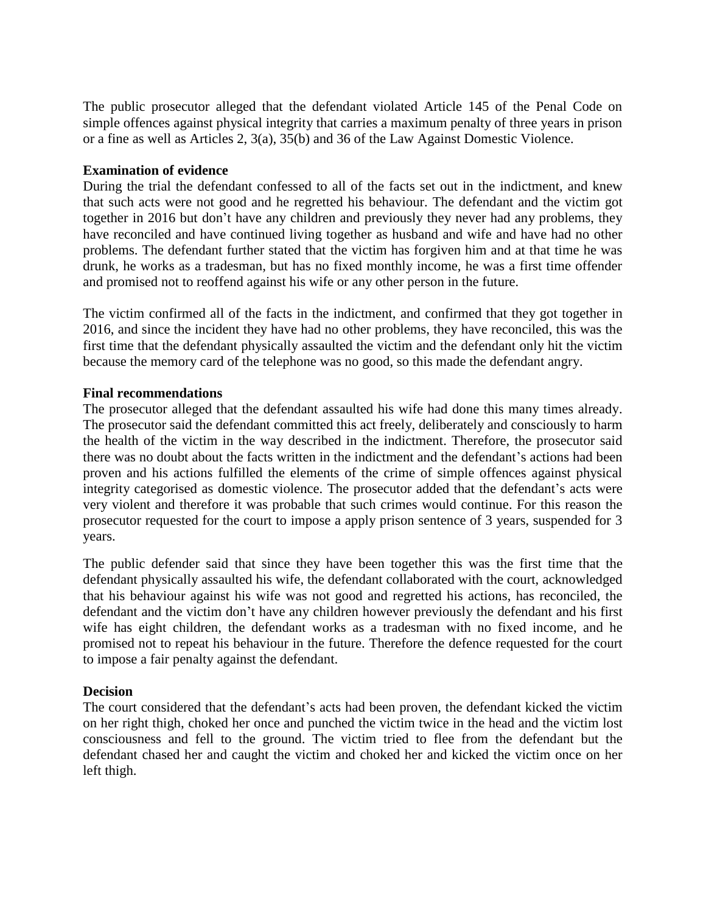The public prosecutor alleged that the defendant violated Article 145 of the Penal Code on simple offences against physical integrity that carries a maximum penalty of three years in prison or a fine as well as Articles 2, 3(a), 35(b) and 36 of the Law Against Domestic Violence.

**Examination of evidence**

During the trial the defendant confessed to all of the facts set out in the indictment, and knew that such acts were not good and he regretted his behaviour. The defendant and the victim got together in 2016 but don't have any children and previously they never had any problems, they have reconciled and have continued living together as husband and wife and have had no other problems. The defendant further stated that the victim has forgiven him and at that time he was drunk, he works as a tradesman, but has no fixed monthly income, he was a first time offender and promised not to reoffend against his wife or any other person in the future.

The victim confirmed all of the facts in the indictment, and confirmed that they got together in 2016, and since the incident they have had no other problems, they have reconciled, this was the first time that the defendant physically assaulted the victim and the defendant only hit the victim because the memory card of the telephone was no good, so this made the defendant angry.

**Final recommendations**

The prosecutor alleged that the defendant assaulted his wife had done this many times already. The prosecutor said the defendant committed this act freely, deliberately and consciously to harm the health of the victim in the way described in the indictment. Therefore, the prosecutor said there was no doubt about the facts written in the indictment and the defendant's actions had been proven and his actions fulfilled the elements of the crime of simple offences against physical integrity categorised as domestic violence. The prosecutor added that the defendant's acts were very violent and therefore it was probable that such crimes would continue. For this reason the prosecutor requested for the court to impose a apply prison sentence of 3 years, suspended for 3 years.

The public defender said that since they have been together this was the first time that the defendant physically assaulted his wife, the defendant collaborated with the court, acknowledged that his behaviour against his wife was not good and regretted his actions, has reconciled, the defendant and the victim don't have any children however previously the defendant and his first wife has eight children, the defendant works as a tradesman with no fixed income, and he promised not to repeat his behaviour in the future. Therefore the defence requested for the court to impose a fair penalty against the defendant.

**Decision**

The court considered that the defendant's acts had been proven, the defendant kicked the victim on her right thigh, choked her once and punched the victim twice in the head and the victim lost consciousness and fell to the ground. The victim tried to flee from the defendant but the defendant chased her and caught the victim and choked her and kicked the victim once on her left thigh.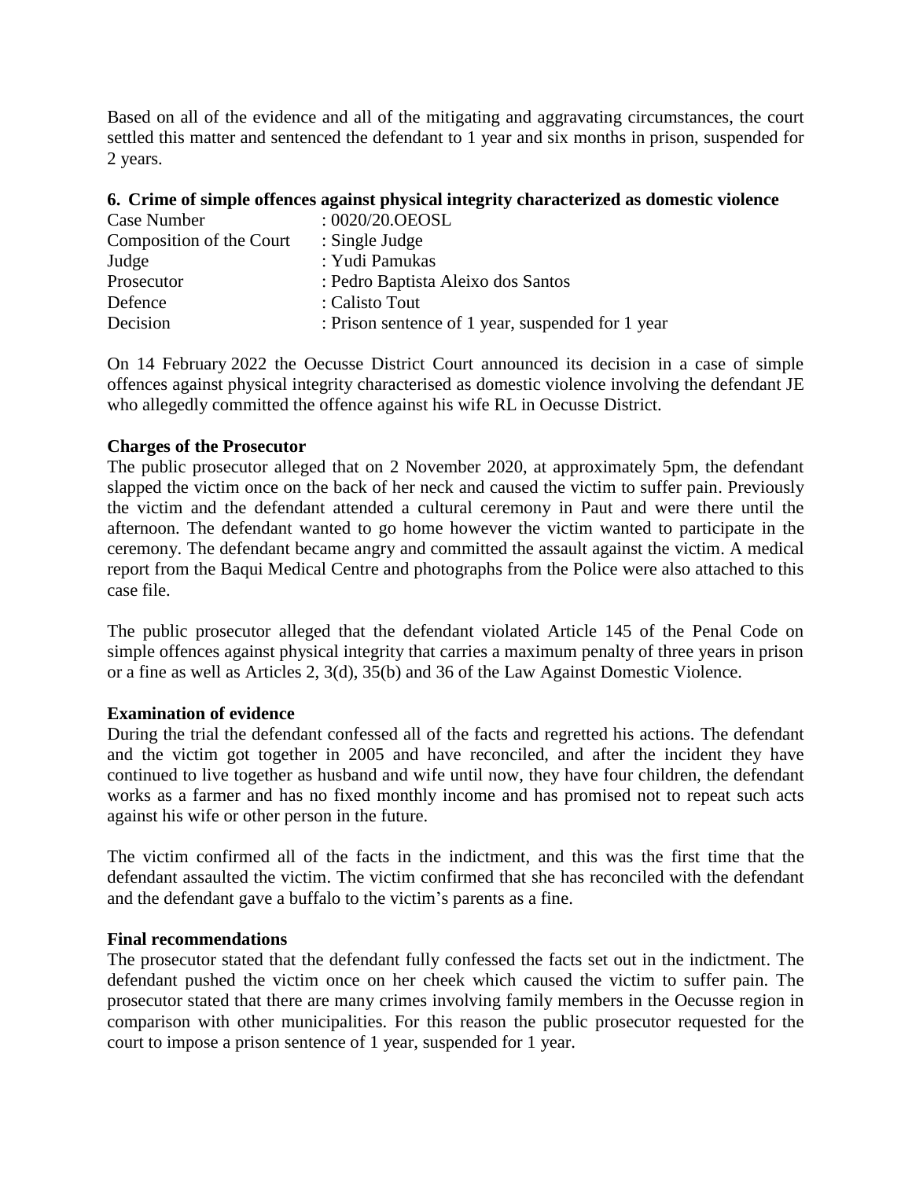Based on all of the evidence and all of the mitigating and aggravating circumstances, the court settled this matter and sentenced the defendant to 1 year and six months in prison, suspended for 2 years.

### 6. Crime of simple offences against physical integrity characterized as domestic violence

| | |
|---|---|
| Case Number | : 0020/20.OEOSL |
| Composition of the Court | : Single Judge |
| Judge | : Yudi Pamukas |
| Prosecutor | : Pedro Baptista Aleixo dos Santos |
| Defence | : Calisto Tout |
| Decision | : Prison sentence of 1 year, suspended for 1 year |

On 14 February 2022 the Oecusse District Court announced its decision in a case of simple offences against physical integrity characterised as domestic violence involving the defendant JE who allegedly committed the offence against his wife RL in Oecusse District.

**Charges of the Prosecutor**

The public prosecutor alleged that on 2 November 2020, at approximately 5pm, the defendant slapped the victim once on the back of her neck and caused the victim to suffer pain. Previously the victim and the defendant attended a cultural ceremony in Paut and were there until the afternoon. The defendant wanted to go home however the victim wanted to participate in the ceremony. The defendant became angry and committed the assault against the victim. A medical report from the Baqui Medical Centre and photographs from the Police were also attached to this case file.

The public prosecutor alleged that the defendant violated Article 145 of the Penal Code on simple offences against physical integrity that carries a maximum penalty of three years in prison or a fine as well as Articles 2, 3(d), 35(b) and 36 of the Law Against Domestic Violence.

**Examination of evidence**

During the trial the defendant confessed all of the facts and regretted his actions. The defendant and the victim got together in 2005 and have reconciled, and after the incident they have continued to live together as husband and wife until now, they have four children, the defendant works as a farmer and has no fixed monthly income and has promised not to repeat such acts against his wife or other person in the future.

The victim confirmed all of the facts in the indictment, and this was the first time that the defendant assaulted the victim. The victim confirmed that she has reconciled with the defendant and the defendant gave a buffalo to the victim's parents as a fine.

**Final recommendations**

The prosecutor stated that the defendant fully confessed the facts set out in the indictment. The defendant pushed the victim once on her cheek which caused the victim to suffer pain. The prosecutor stated that there are many crimes involving family members in the Oecusse region in comparison with other municipalities. For this reason the public prosecutor requested for the court to impose a prison sentence of 1 year, suspended for 1 year.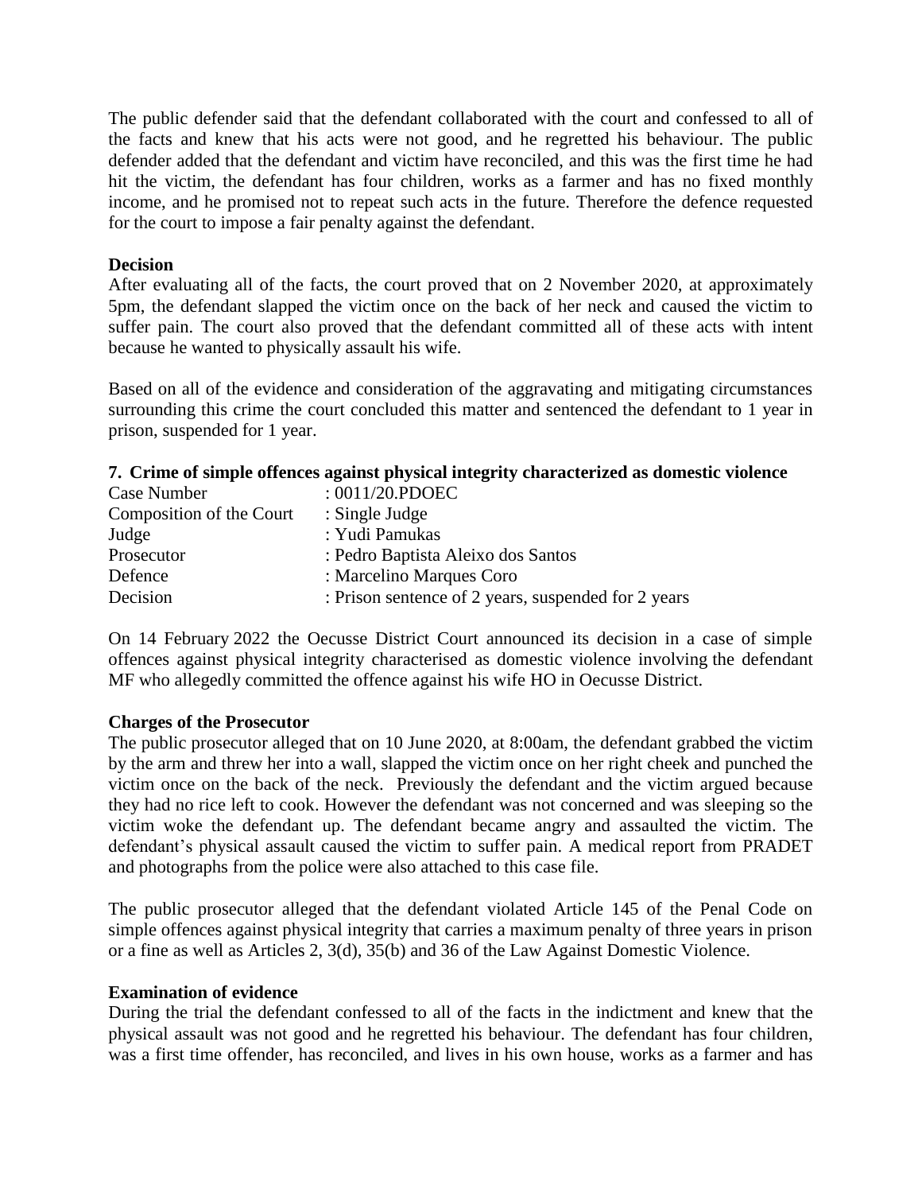The public defender said that the defendant collaborated with the court and confessed to all of the facts and knew that his acts were not good, and he regretted his behaviour. The public defender added that the defendant and victim have reconciled, and this was the first time he had hit the victim, the defendant has four children, works as a farmer and has no fixed monthly income, and he promised not to repeat such acts in the future. Therefore the defence requested for the court to impose a fair penalty against the defendant.

**Decision**

After evaluating all of the facts, the court proved that on 2 November 2020, at approximately 5pm, the defendant slapped the victim once on the back of her neck and caused the victim to suffer pain. The court also proved that the defendant committed all of these acts with intent because he wanted to physically assault his wife.

Based on all of the evidence and consideration of the aggravating and mitigating circumstances surrounding this crime the court concluded this matter and sentenced the defendant to 1 year in prison, suspended for 1 year.

### 7. Crime of simple offences against physical integrity characterized as domestic violence

| | |
|---|---|
| Case Number | : 0011/20.PDOEC |
| Composition of the Court | : Single Judge |
| Judge | : Yudi Pamukas |
| Prosecutor | : Pedro Baptista Aleixo dos Santos |
| Defence | : Marcelino Marques Coro |
| Decision | : Prison sentence of 2 years, suspended for 2 years |

On 14 February 2022 the Oecusse District Court announced its decision in a case of simple offences against physical integrity characterised as domestic violence involving the defendant MF who allegedly committed the offence against his wife HO in Oecusse District.

**Charges of the Prosecutor**

The public prosecutor alleged that on 10 June 2020, at 8:00am, the defendant grabbed the victim by the arm and threw her into a wall, slapped the victim once on her right cheek and punched the victim once on the back of the neck. Previously the defendant and the victim argued because they had no rice left to cook. However the defendant was not concerned and was sleeping so the victim woke the defendant up. The defendant became angry and assaulted the victim. The defendant's physical assault caused the victim to suffer pain. A medical report from PRADET and photographs from the police were also attached to this case file.

The public prosecutor alleged that the defendant violated Article 145 of the Penal Code on simple offences against physical integrity that carries a maximum penalty of three years in prison or a fine as well as Articles 2, 3(d), 35(b) and 36 of the Law Against Domestic Violence.

**Examination of evidence**

During the trial the defendant confessed to all of the facts in the indictment and knew that the physical assault was not good and he regretted his behaviour. The defendant has four children, was a first time offender, has reconciled, and lives in his own house, works as a farmer and has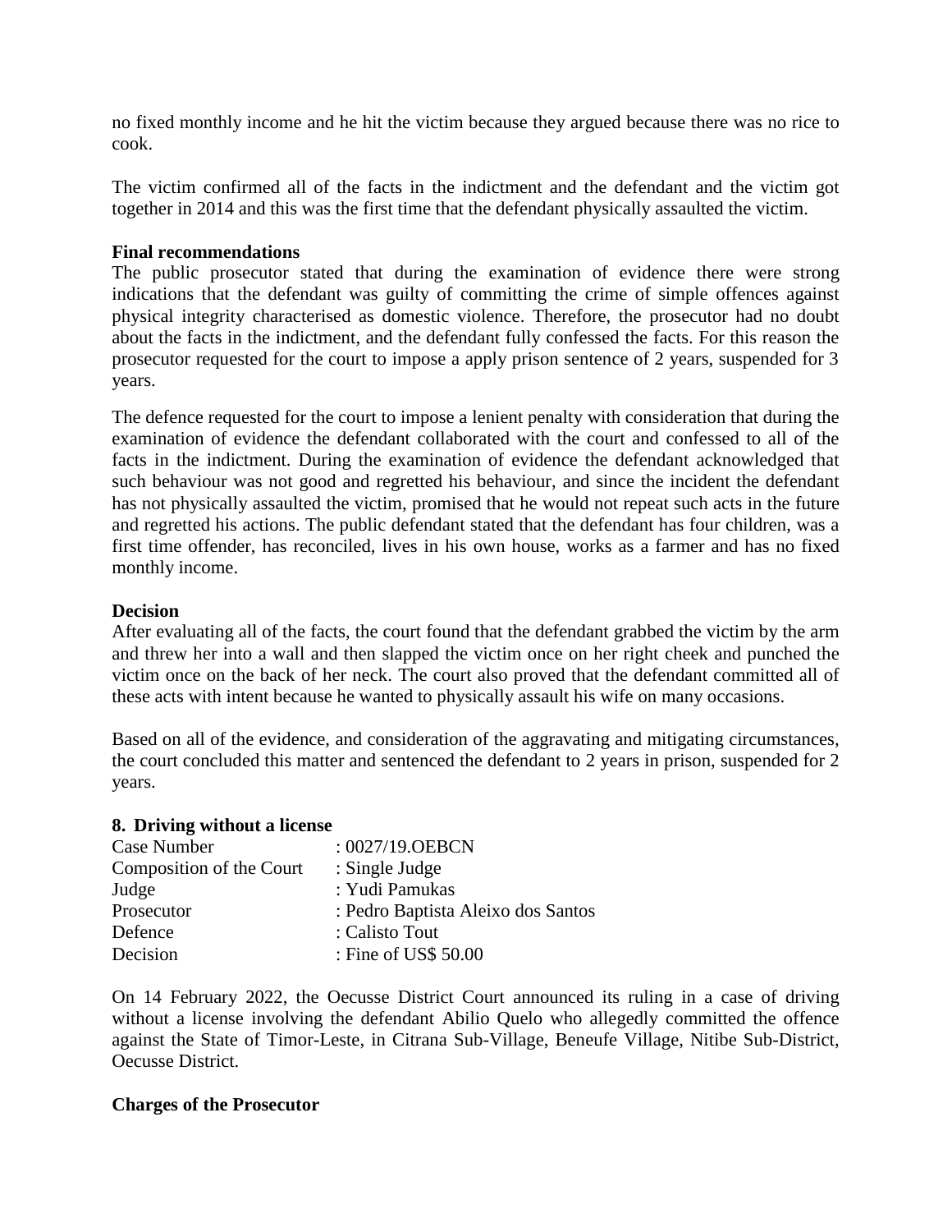no fixed monthly income and he hit the victim because they argued because there was no rice to cook.

The victim confirmed all of the facts in the indictment and the defendant and the victim got together in 2014 and this was the first time that the defendant physically assaulted the victim.

**Final recommendations**

The public prosecutor stated that during the examination of evidence there were strong indications that the defendant was guilty of committing the crime of simple offences against physical integrity characterised as domestic violence. Therefore, the prosecutor had no doubt about the facts in the indictment, and the defendant fully confessed the facts. For this reason the prosecutor requested for the court to impose a apply prison sentence of 2 years, suspended for 3 years.

The defence requested for the court to impose a lenient penalty with consideration that during the examination of evidence the defendant collaborated with the court and confessed to all of the facts in the indictment. During the examination of evidence the defendant acknowledged that such behaviour was not good and regretted his behaviour, and since the incident the defendant has not physically assaulted the victim, promised that he would not repeat such acts in the future and regretted his actions. The public defendant stated that the defendant has four children, was a first time offender, has reconciled, lives in his own house, works as a farmer and has no fixed monthly income.

**Decision**

After evaluating all of the facts, the court found that the defendant grabbed the victim by the arm and threw her into a wall and then slapped the victim once on her right cheek and punched the victim once on the back of her neck. The court also proved that the defendant committed all of these acts with intent because he wanted to physically assault his wife on many occasions.

Based on all of the evidence, and consideration of the aggravating and mitigating circumstances, the court concluded this matter and sentenced the defendant to 2 years in prison, suspended for 2 years.

**8. Driving without a license**

| | |
|---|---|
| Case Number | : 0027/19.OEBCN |
| Composition of the Court | : Single Judge |
| Judge | : Yudi Pamukas |
| Prosecutor | : Pedro Baptista Aleixo dos Santos |
| Defence | : Calisto Tout |
| Decision | : Fine of US$ 50.00 |

On 14 February 2022, the Oecusse District Court announced its ruling in a case of driving without a license involving the defendant Abilio Quelo who allegedly committed the offence against the State of Timor-Leste, in Citrana Sub-Village, Beneufe Village, Nitibe Sub-District, Oecusse District.

**Charges of the Prosecutor**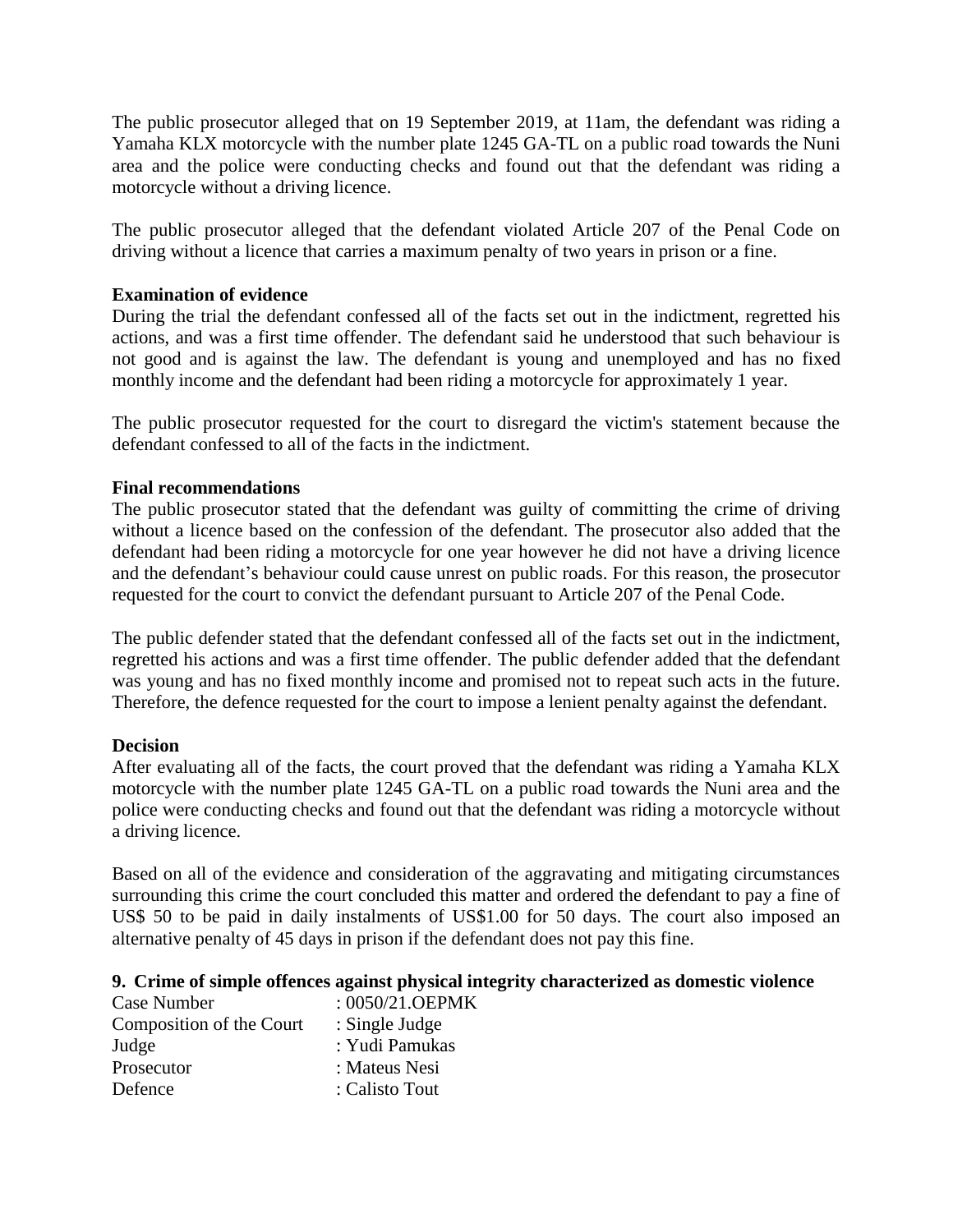The public prosecutor alleged that on 19 September 2019, at 11am, the defendant was riding a Yamaha KLX motorcycle with the number plate 1245 GA-TL on a public road towards the Nuni area and the police were conducting checks and found out that the defendant was riding a motorcycle without a driving licence.

The public prosecutor alleged that the defendant violated Article 207 of the Penal Code on driving without a licence that carries a maximum penalty of two years in prison or a fine.

**Examination of evidence**
During the trial the defendant confessed all of the facts set out in the indictment, regretted his actions, and was a first time offender. The defendant said he understood that such behaviour is not good and is against the law. The defendant is young and unemployed and has no fixed monthly income and the defendant had been riding a motorcycle for approximately 1 year.

The public prosecutor requested for the court to disregard the victim's statement because the defendant confessed to all of the facts in the indictment.

**Final recommendations**
The public prosecutor stated that the defendant was guilty of committing the crime of driving without a licence based on the confession of the defendant. The prosecutor also added that the defendant had been riding a motorcycle for one year however he did not have a driving licence and the defendant's behaviour could cause unrest on public roads. For this reason, the prosecutor requested for the court to convict the defendant pursuant to Article 207 of the Penal Code.

The public defender stated that the defendant confessed all of the facts set out in the indictment, regretted his actions and was a first time offender. The public defender added that the defendant was young and has no fixed monthly income and promised not to repeat such acts in the future. Therefore, the defence requested for the court to impose a lenient penalty against the defendant.

**Decision**
After evaluating all of the facts, the court proved that the defendant was riding a Yamaha KLX motorcycle with the number plate 1245 GA-TL on a public road towards the Nuni area and the police were conducting checks and found out that the defendant was riding a motorcycle without a driving licence.

Based on all of the evidence and consideration of the aggravating and mitigating circumstances surrounding this crime the court concluded this matter and ordered the defendant to pay a fine of US$ 50 to be paid in daily instalments of US$1.00 for 50 days. The court also imposed an alternative penalty of 45 days in prison if the defendant does not pay this fine.

### 9. Crime of simple offences against physical integrity characterized as domestic violence

Case Number : 0050/21.OEPMK
Composition of the Court : Single Judge
Judge : Yudi Pamukas
Prosecutor : Mateus Nesi
Defence : Calisto Tout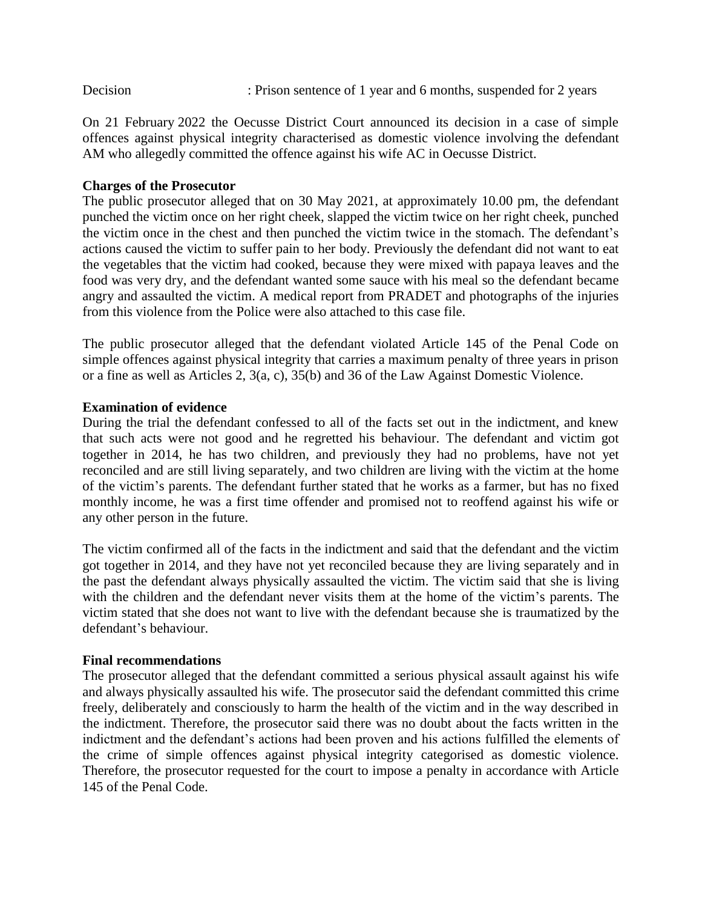Decision : Prison sentence of 1 year and 6 months, suspended for 2 years

On 21 February 2022 the Oecusse District Court announced its decision in a case of simple offences against physical integrity characterised as domestic violence involving the defendant AM who allegedly committed the offence against his wife AC in Oecusse District.

**Charges of the Prosecutor**

The public prosecutor alleged that on 30 May 2021, at approximately 10.00 pm, the defendant punched the victim once on her right cheek, slapped the victim twice on her right cheek, punched the victim once in the chest and then punched the victim twice in the stomach. The defendant's actions caused the victim to suffer pain to her body. Previously the defendant did not want to eat the vegetables that the victim had cooked, because they were mixed with papaya leaves and the food was very dry, and the defendant wanted some sauce with his meal so the defendant became angry and assaulted the victim. A medical report from PRADET and photographs of the injuries from this violence from the Police were also attached to this case file.

The public prosecutor alleged that the defendant violated Article 145 of the Penal Code on simple offences against physical integrity that carries a maximum penalty of three years in prison or a fine as well as Articles 2, 3(a, c), 35(b) and 36 of the Law Against Domestic Violence.

**Examination of evidence**

During the trial the defendant confessed to all of the facts set out in the indictment, and knew that such acts were not good and he regretted his behaviour. The defendant and victim got together in 2014, he has two children, and previously they had no problems, have not yet reconciled and are still living separately, and two children are living with the victim at the home of the victim's parents. The defendant further stated that he works as a farmer, but has no fixed monthly income, he was a first time offender and promised not to reoffend against his wife or any other person in the future.

The victim confirmed all of the facts in the indictment and said that the defendant and the victim got together in 2014, and they have not yet reconciled because they are living separately and in the past the defendant always physically assaulted the victim. The victim said that she is living with the children and the defendant never visits them at the home of the victim's parents. The victim stated that she does not want to live with the defendant because she is traumatized by the defendant's behaviour.

**Final recommendations**

The prosecutor alleged that the defendant committed a serious physical assault against his wife and always physically assaulted his wife. The prosecutor said the defendant committed this crime freely, deliberately and consciously to harm the health of the victim and in the way described in the indictment. Therefore, the prosecutor said there was no doubt about the facts written in the indictment and the defendant's actions had been proven and his actions fulfilled the elements of the crime of simple offences against physical integrity categorised as domestic violence. Therefore, the prosecutor requested for the court to impose a penalty in accordance with Article 145 of the Penal Code.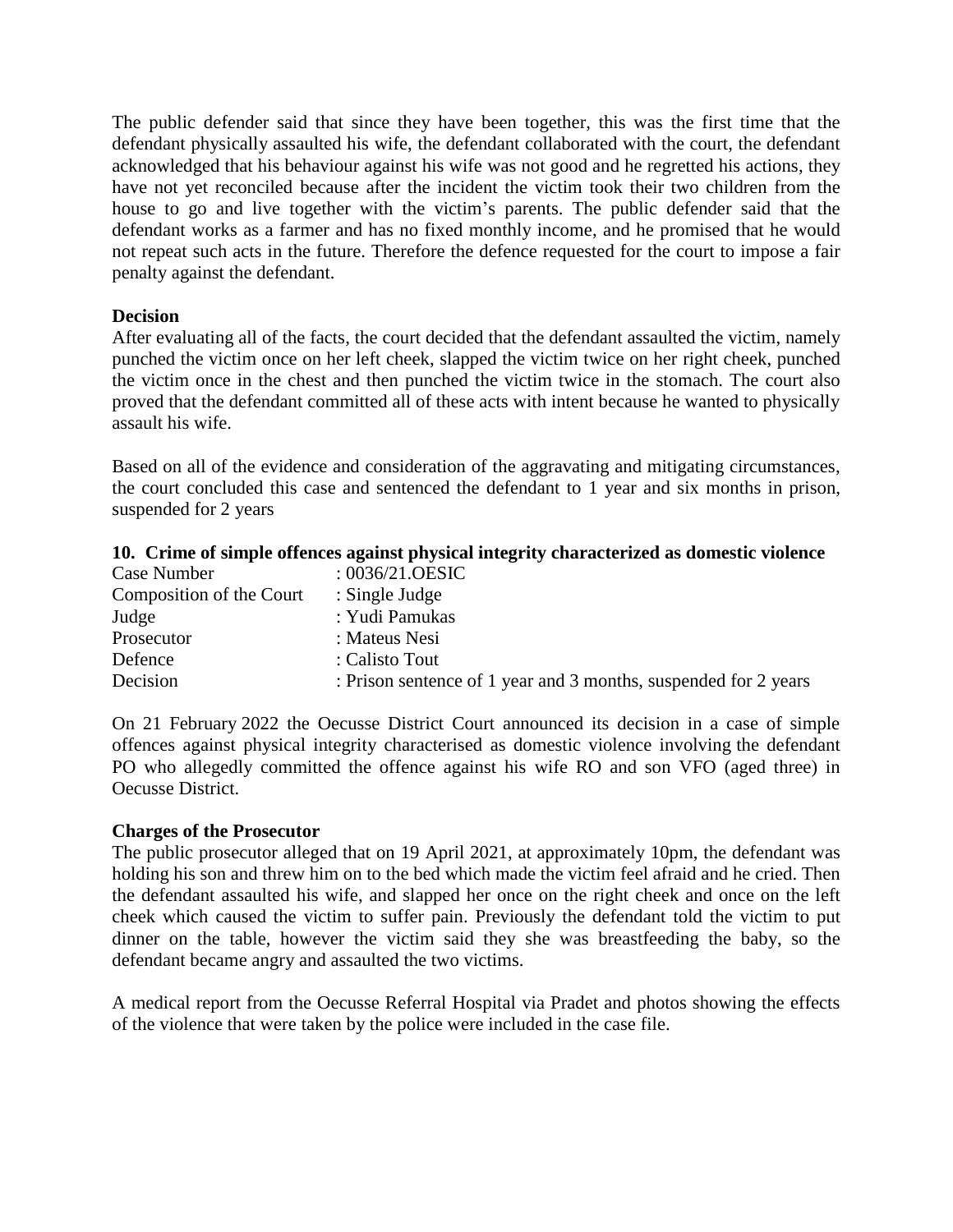The public defender said that since they have been together, this was the first time that the defendant physically assaulted his wife, the defendant collaborated with the court, the defendant acknowledged that his behaviour against his wife was not good and he regretted his actions, they have not yet reconciled because after the incident the victim took their two children from the house to go and live together with the victim's parents. The public defender said that the defendant works as a farmer and has no fixed monthly income, and he promised that he would not repeat such acts in the future. Therefore the defence requested for the court to impose a fair penalty against the defendant.

**Decision**

After evaluating all of the facts, the court decided that the defendant assaulted the victim, namely punched the victim once on her left cheek, slapped the victim twice on her right cheek, punched the victim once in the chest and then punched the victim twice in the stomach. The court also proved that the defendant committed all of these acts with intent because he wanted to physically assault his wife.

Based on all of the evidence and consideration of the aggravating and mitigating circumstances, the court concluded this case and sentenced the defendant to 1 year and six months in prison, suspended for 2 years

### 10. Crime of simple offences against physical integrity characterized as domestic violence

| | |
|---|---|
| Case Number | : 0036/21.OESIC |
| Composition of the Court | : Single Judge |
| Judge | : Yudi Pamukas |
| Prosecutor | : Mateus Nesi |
| Defence | : Calisto Tout |
| Decision | : Prison sentence of 1 year and 3 months, suspended for 2 years |

On 21 February 2022 the Oecusse District Court announced its decision in a case of simple offences against physical integrity characterised as domestic violence involving the defendant PO who allegedly committed the offence against his wife RO and son VFO (aged three) in Oecusse District.

**Charges of the Prosecutor**

The public prosecutor alleged that on 19 April 2021, at approximately 10pm, the defendant was holding his son and threw him on to the bed which made the victim feel afraid and he cried. Then the defendant assaulted his wife, and slapped her once on the right cheek and once on the left cheek which caused the victim to suffer pain. Previously the defendant told the victim to put dinner on the table, however the victim said they she was breastfeeding the baby, so the defendant became angry and assaulted the two victims.

A medical report from the Oecusse Referral Hospital via Pradet and photos showing the effects of the violence that were taken by the police were included in the case file.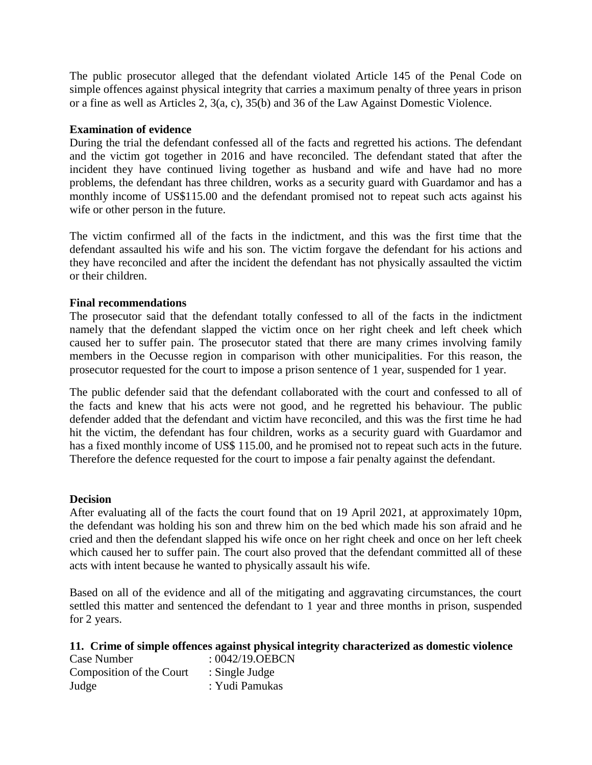The public prosecutor alleged that the defendant violated Article 145 of the Penal Code on simple offences against physical integrity that carries a maximum penalty of three years in prison or a fine as well as Articles 2, 3(a, c), 35(b) and 36 of the Law Against Domestic Violence.

**Examination of evidence**

During the trial the defendant confessed all of the facts and regretted his actions. The defendant and the victim got together in 2016 and have reconciled. The defendant stated that after the incident they have continued living together as husband and wife and have had no more problems, the defendant has three children, works as a security guard with Guardamor and has a monthly income of US$115.00 and the defendant promised not to repeat such acts against his wife or other person in the future.

The victim confirmed all of the facts in the indictment, and this was the first time that the defendant assaulted his wife and his son. The victim forgave the defendant for his actions and they have reconciled and after the incident the defendant has not physically assaulted the victim or their children.

**Final recommendations**

The prosecutor said that the defendant totally confessed to all of the facts in the indictment namely that the defendant slapped the victim once on her right cheek and left cheek which caused her to suffer pain. The prosecutor stated that there are many crimes involving family members in the Oecusse region in comparison with other municipalities. For this reason, the prosecutor requested for the court to impose a prison sentence of 1 year, suspended for 1 year.

The public defender said that the defendant collaborated with the court and confessed to all of the facts and knew that his acts were not good, and he regretted his behaviour. The public defender added that the defendant and victim have reconciled, and this was the first time he had hit the victim, the defendant has four children, works as a security guard with Guardamor and has a fixed monthly income of US$ 115.00, and he promised not to repeat such acts in the future. Therefore the defence requested for the court to impose a fair penalty against the defendant.

**Decision**

After evaluating all of the facts the court found that on 19 April 2021, at approximately 10pm, the defendant was holding his son and threw him on the bed which made his son afraid and he cried and then the defendant slapped his wife once on her right cheek and once on her left cheek which caused her to suffer pain. The court also proved that the defendant committed all of these acts with intent because he wanted to physically assault his wife.

Based on all of the evidence and all of the mitigating and aggravating circumstances, the court settled this matter and sentenced the defendant to 1 year and three months in prison, suspended for 2 years.

### 11. Crime of simple offences against physical integrity characterized as domestic violence

Case Number : 0042/19.OEBCN
Composition of the Court : Single Judge
Judge : Yudi Pamukas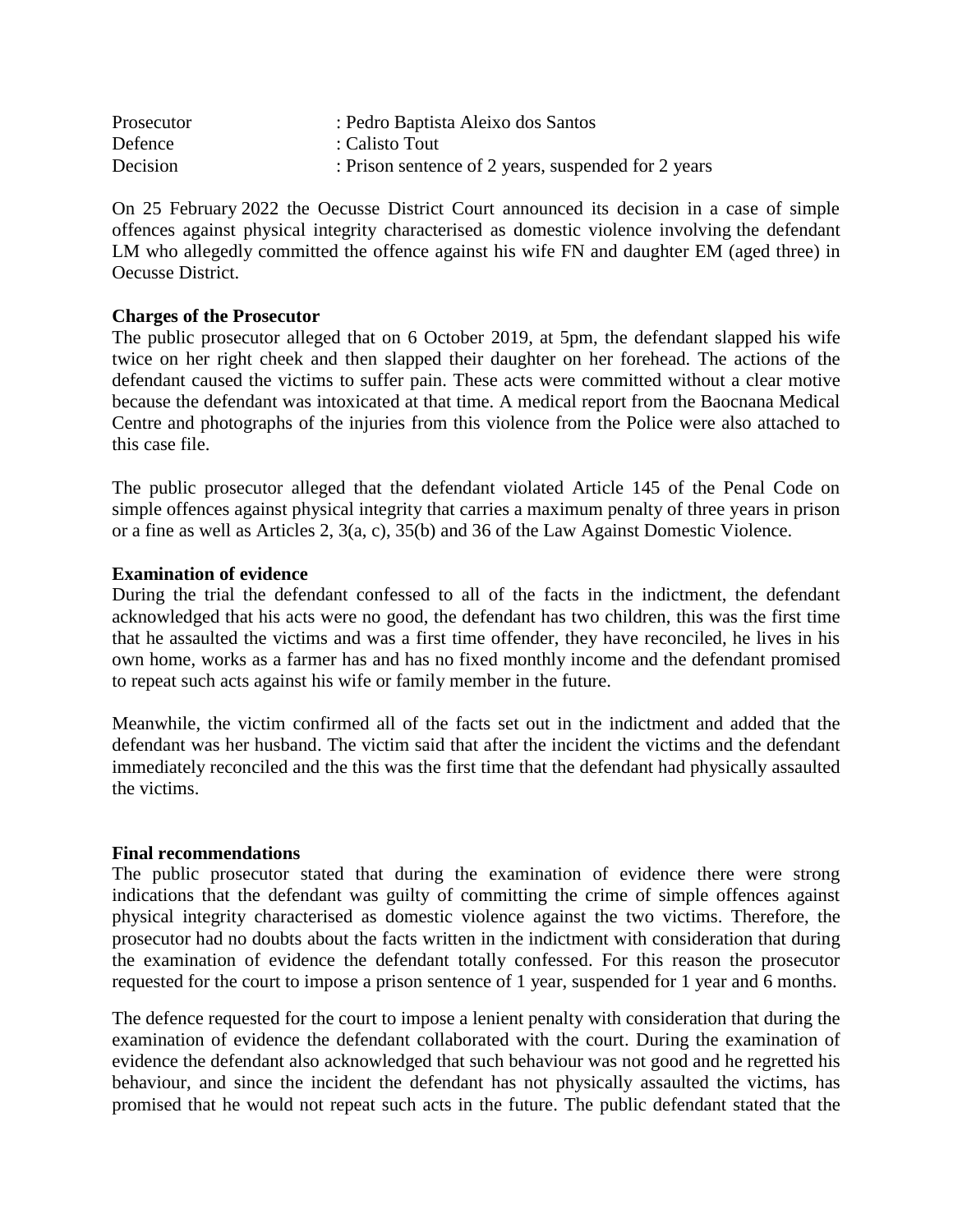| | |
|---|---|
| Prosecutor | : Pedro Baptista Aleixo dos Santos |
| Defence | : Calisto Tout |
| Decision | : Prison sentence of 2 years, suspended for 2 years |

On 25 February 2022 the Oecusse District Court announced its decision in a case of simple offences against physical integrity characterised as domestic violence involving the defendant LM who allegedly committed the offence against his wife FN and daughter EM (aged three) in Oecusse District.

**Charges of the Prosecutor**

The public prosecutor alleged that on 6 October 2019, at 5pm, the defendant slapped his wife twice on her right cheek and then slapped their daughter on her forehead. The actions of the defendant caused the victims to suffer pain. These acts were committed without a clear motive because the defendant was intoxicated at that time. A medical report from the Baocnana Medical Centre and photographs of the injuries from this violence from the Police were also attached to this case file.

The public prosecutor alleged that the defendant violated Article 145 of the Penal Code on simple offences against physical integrity that carries a maximum penalty of three years in prison or a fine as well as Articles 2, 3(a, c), 35(b) and 36 of the Law Against Domestic Violence.

**Examination of evidence**

During the trial the defendant confessed to all of the facts in the indictment, the defendant acknowledged that his acts were no good, the defendant has two children, this was the first time that he assaulted the victims and was a first time offender, they have reconciled, he lives in his own home, works as a farmer has and has no fixed monthly income and the defendant promised to repeat such acts against his wife or family member in the future.

Meanwhile, the victim confirmed all of the facts set out in the indictment and added that the defendant was her husband. The victim said that after the incident the victims and the defendant immediately reconciled and the this was the first time that the defendant had physically assaulted the victims.

**Final recommendations**

The public prosecutor stated that during the examination of evidence there were strong indications that the defendant was guilty of committing the crime of simple offences against physical integrity characterised as domestic violence against the two victims. Therefore, the prosecutor had no doubts about the facts written in the indictment with consideration that during the examination of evidence the defendant totally confessed. For this reason the prosecutor requested for the court to impose a prison sentence of 1 year, suspended for 1 year and 6 months.

The defence requested for the court to impose a lenient penalty with consideration that during the examination of evidence the defendant collaborated with the court. During the examination of evidence the defendant also acknowledged that such behaviour was not good and he regretted his behaviour, and since the incident the defendant has not physically assaulted the victims, has promised that he would not repeat such acts in the future. The public defendant stated that the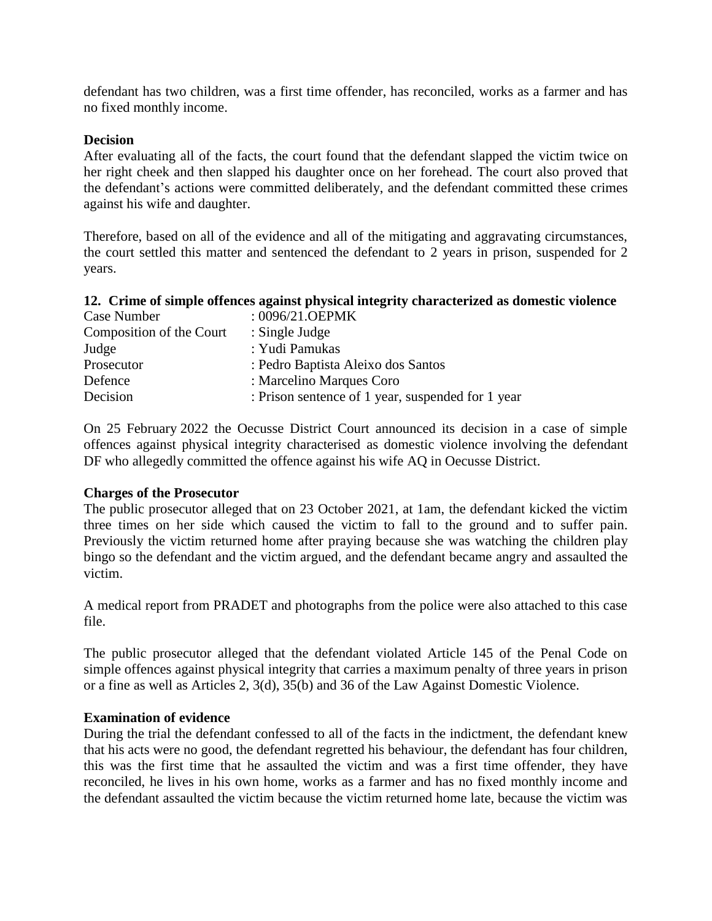defendant has two children, was a first time offender, has reconciled, works as a farmer and has no fixed monthly income.

**Decision**

After evaluating all of the facts, the court found that the defendant slapped the victim twice on her right cheek and then slapped his daughter once on her forehead. The court also proved that the defendant's actions were committed deliberately, and the defendant committed these crimes against his wife and daughter.

Therefore, based on all of the evidence and all of the mitigating and aggravating circumstances, the court settled this matter and sentenced the defendant to 2 years in prison, suspended for 2 years.

## 12. Crime of simple offences against physical integrity characterized as domestic violence

| | |
|---|---|
| Case Number | : 0096/21.OEPMK |
| Composition of the Court | : Single Judge |
| Judge | : Yudi Pamukas |
| Prosecutor | : Pedro Baptista Aleixo dos Santos |
| Defence | : Marcelino Marques Coro |
| Decision | : Prison sentence of 1 year, suspended for 1 year |

On 25 February 2022 the Oecusse District Court announced its decision in a case of simple offences against physical integrity characterised as domestic violence involving the defendant DF who allegedly committed the offence against his wife AQ in Oecusse District.

**Charges of the Prosecutor**

The public prosecutor alleged that on 23 October 2021, at 1am, the defendant kicked the victim three times on her side which caused the victim to fall to the ground and to suffer pain. Previously the victim returned home after praying because she was watching the children play bingo so the defendant and the victim argued, and the defendant became angry and assaulted the victim.

A medical report from PRADET and photographs from the police were also attached to this case file.

The public prosecutor alleged that the defendant violated Article 145 of the Penal Code on simple offences against physical integrity that carries a maximum penalty of three years in prison or a fine as well as Articles 2, 3(d), 35(b) and 36 of the Law Against Domestic Violence.

**Examination of evidence**

During the trial the defendant confessed to all of the facts in the indictment, the defendant knew that his acts were no good, the defendant regretted his behaviour, the defendant has four children, this was the first time that he assaulted the victim and was a first time offender, they have reconciled, he lives in his own home, works as a farmer and has no fixed monthly income and the defendant assaulted the victim because the victim returned home late, because the victim was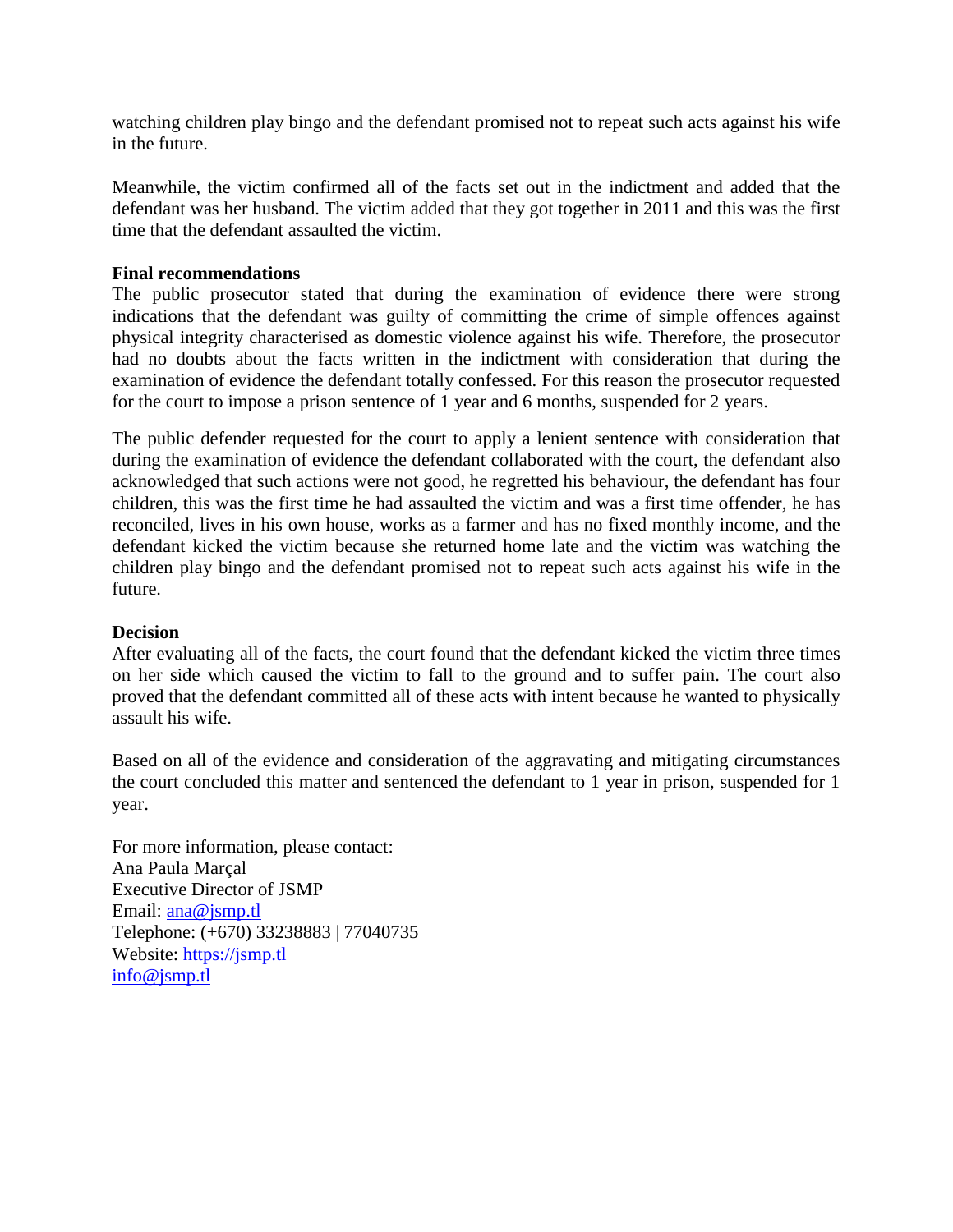watching children play bingo and the defendant promised not to repeat such acts against his wife in the future.

Meanwhile, the victim confirmed all of the facts set out in the indictment and added that the defendant was her husband. The victim added that they got together in 2011 and this was the first time that the defendant assaulted the victim.

**Final recommendations**

The public prosecutor stated that during the examination of evidence there were strong indications that the defendant was guilty of committing the crime of simple offences against physical integrity characterised as domestic violence against his wife. Therefore, the prosecutor had no doubts about the facts written in the indictment with consideration that during the examination of evidence the defendant totally confessed. For this reason the prosecutor requested for the court to impose a prison sentence of 1 year and 6 months, suspended for 2 years.

The public defender requested for the court to apply a lenient sentence with consideration that during the examination of evidence the defendant collaborated with the court, the defendant also acknowledged that such actions were not good, he regretted his behaviour, the defendant has four children, this was the first time he had assaulted the victim and was a first time offender, he has reconciled, lives in his own house, works as a farmer and has no fixed monthly income, and the defendant kicked the victim because she returned home late and the victim was watching the children play bingo and the defendant promised not to repeat such acts against his wife in the future.

**Decision**

After evaluating all of the facts, the court found that the defendant kicked the victim three times on her side which caused the victim to fall to the ground and to suffer pain. The court also proved that the defendant committed all of these acts with intent because he wanted to physically assault his wife.

Based on all of the evidence and consideration of the aggravating and mitigating circumstances the court concluded this matter and sentenced the defendant to 1 year in prison, suspended for 1 year.

For more information, please contact:
Ana Paula Marçal
Executive Director of JSMP
Email: ana@jsmp.tl
Telephone: (+670) 33238883 | 77040735
Website: https://jsmp.tl
info@jsmp.tl